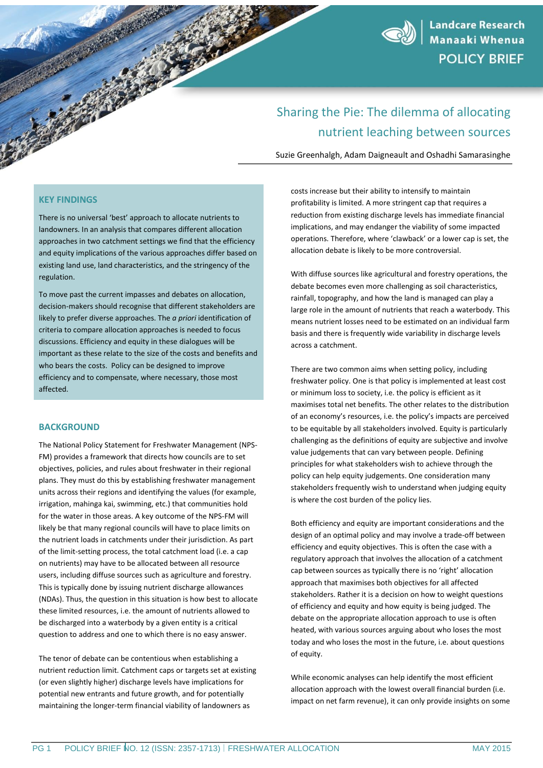Landcare Research Manaaki Whenua

POLICY BRIEF

# Sharing the Pie: The dilemma of allocating nutrient leaching between sources

Suzie Greenhalgh, Adam Daigneault and Oshadhi Samarasinghe

## KEY FINDINGS

There is no universal 'best' approach to allocate nutrients to landowners. In an analysis that compares different allocation approaches in two catchment settings we find that the efficiency and equity implications of the various approaches differ based on existing land use, land characteristics, and the stringency of the regulation.

To move past the current impasses and debates on allocation, decision-makers should recognise that different stakeholders are likely to prefer diverse approaches. The *a priori* identification of criteria to compare allocation approaches is needed to focus discussions. Efficiency and equity in these dialogues will be important as these relate to the size of the costs and benefits and who bears the costs. Policy can be designed to improve efficiency and to compensate, where necessary, those most affected.

## BACKGROUND

The National Policy Statement for Freshwater Management (NPS-FM) provides a framework that directs how councils are to set objectives, policies, and rules about freshwater in their regional plans. They must do this by establishing freshwater management units across their regions and identifying the values (for example, irrigation, mahinga kai, swimming, etc.) that communities hold for the water in those areas. A key outcome of the NPS-FM will likely be that many regional councils will have to place limits on the nutrient loads in catchments under their jurisdiction. As part of the limit-setting process, the total catchment load (i.e. a cap on nutrients) may have to be allocated between all resource users, including diffuse sources such as agriculture and forestry. This is typically done by issuing nutrient discharge allowances (NDAs). Thus, the question in this situation is how best to allocate these limited resources, i.e. the amount of nutrients allowed to be discharged into a waterbody by a given entity is a critical question to address and one to which there is no easy answer.

The tenor of debate can be contentious when establishing a nutrient reduction limit. Catchment caps or targets set at existing (or even slightly higher) discharge levels have implications for potential new entrants and future growth, and for potentially maintaining the longer-term financial viability of landowners as costs increase but their ability to intensify to maintain profitability is limited. A more stringent cap that requires a reduction from existing discharge levels has immediate financial implications, and may endanger the viability of some impacted operations. Therefore, where 'clawback' or a lower cap is set, the allocation debate is likely to be more controversial.

With diffuse sources like agricultural and forestry operations, the debate becomes even more challenging as soil characteristics, rainfall, topography, and how the land is managed can play a large role in the amount of nutrients that reach a waterbody. This means nutrient losses need to be estimated on an individual farm basis and there is frequently wide variability in discharge levels across a catchment.

There are two common aims when setting policy, including freshwater policy. One is that policy is implemented at least cost or minimum loss to society, i.e. the policy is efficient as it maximises total net benefits. The other relates to the distribution of an economy's resources, i.e. the policy's impacts are perceived to be equitable by all stakeholders involved. Equity is particularly challenging as the definitions of equity are subjective and involve value judgements that can vary between people. Defining principles for what stakeholders wish to achieve through the policy can help equity judgements. One consideration many stakeholders frequently wish to understand when judging equity is where the cost burden of the policy lies.

Both efficiency and equity are important considerations and the design of an optimal policy and may involve a trade-off between efficiency and equity objectives. This is often the case with a regulatory approach that involves the allocation of a catchment cap between sources as typically there is no 'right' allocation approach that maximises both objectives for all affected stakeholders. Rather it is a decision on how to weight questions of efficiency and equity and how equity is being judged. The debate on the appropriate allocation approach to use is often heated, with various sources arguing about who loses the most today and who loses the most in the future, i.e. about questions of equity.

While economic analyses can help identify the most efficient allocation approach with the lowest overall financial burden (i.e. impact on net farm revenue), it can only provide insights on some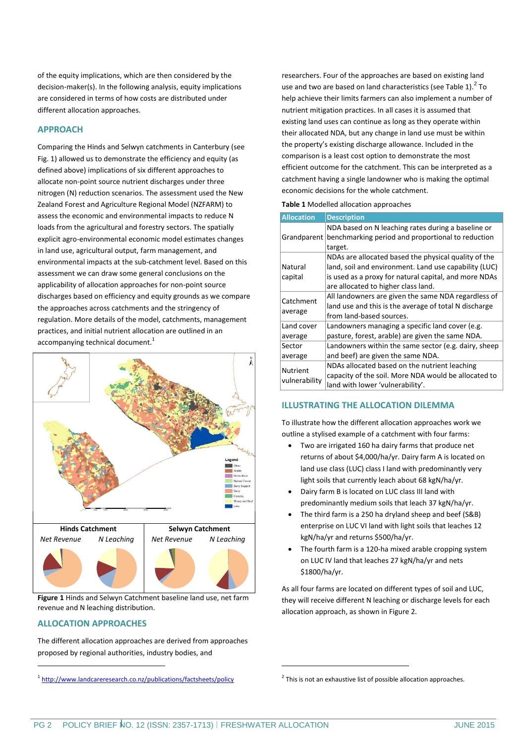of the equity implications, which are then considered by the decision-maker(s). In the following analysis, equity implications are considered in terms of how costs are distributed under different allocation approaches.

## APPROACH

Comparing the Hinds and Selwyn catchments in Canterbury (see Fig. 1) allowed us to demonstrate the efficiency and equity (as defined above) implications of six different approaches to allocate non-point source nutrient discharges under three nitrogen (N) reduction scenarios. The assessment used the New Zealand Forest and Agriculture Regional Model (NZFARM) to assess the economic and environmental impacts to reduce N loads from the agricultural and forestry sectors. The spatially explicit agro-environmental economic model estimates changes in land use, agricultural output, farm management, and environmental impacts at the sub-catchment level. Based on this assessment we can draw some general conclusions on the applicability of allocation approaches for non-point source discharges based on efficiency and equity grounds as we compare the approaches across catchments and the stringency of regulation. More details of the model, catchments, management practices, and initial nutrient allocation are outlined in an accompanying technical document.[1]

| Hinds Catchment | | Selwyn Catchment | |
|---|---|---|---|
| *Net Revenue* | *N Leaching* | *Net Revenue* | *N Leaching* |

**Figure 1** Hinds and Selwyn Catchment baseline land use, net farm revenue and N leaching distribution.

## ALLOCATION APPROACHES

The different allocation approaches are derived from approaches proposed by regional authorities, industry bodies, and researchers. Four of the approaches are based on existing land use and two are based on land characteristics (see Table 1).[2] To help achieve their limits farmers can also implement a number of nutrient mitigation practices. In all cases it is assumed that existing land uses can continue as long as they operate within their allocated NDA, but any change in land use must be within the property's existing discharge allowance. Included in the comparison is a least cost option to demonstrate the most efficient outcome for the catchment. This can be interpreted as a catchment having a single landowner who is making the optimal economic decisions for the whole catchment.

**Table 1** Modelled allocation approaches

| Allocation | Description |
|---|---|
| Grandparent | NDA based on N leaching rates during a baseline or benchmarking period and proportional to reduction target. |
| Natural capital | NDAs are allocated based the physical quality of the land, soil and environment. Land use capability (LUC) is used as a proxy for natural capital, and more NDAs are allocated to higher class land. |
| Catchment average | All landowners are given the same NDA regardless of land use and this is the average of total N discharge from land-based sources. |
| Land cover average | Landowners managing a specific land cover (e.g. pasture, forest, arable) are given the same NDA. |
| Sector average | Landowners within the same sector (e.g. dairy, sheep and beef) are given the same NDA. |
| Nutrient vulnerability | NDAs allocated based on the nutrient leaching capacity of the soil. More NDA would be allocated to land with lower 'vulnerability'. |

## ILLUSTRATING THE ALLOCATION DILEMMA

To illustrate how the different allocation approaches work we outline a stylised example of a catchment with four farms:

- Two are irrigated 160 ha dairy farms that produce net returns of about $4,000/ha/yr. Dairy farm A is located on land use class (LUC) class I land with predominantly very light soils that currently leach about 68 kgN/ha/yr.
- Dairy farm B is located on LUC class III land with predominantly medium soils that leach 37 kgN/ha/yr.
- The third farm is a 250 ha dryland sheep and beef (S&B) enterprise on LUC VI land with light soils that leaches 12 kgN/ha/yr and returns $500/ha/yr.
- The fourth farm is a 120-ha mixed arable cropping system on LUC IV land that leaches 27 kgN/ha/yr and nets $1800/ha/yr.

As all four farms are located on different types of soil and LUC, they will receive different N leaching or discharge levels for each allocation approach, as shown in Figure 2.

---

[1] http://www.landcareresearch.co.nz/publications/factsheets/policy

[2] This is not an exhaustive list of possible allocation approaches.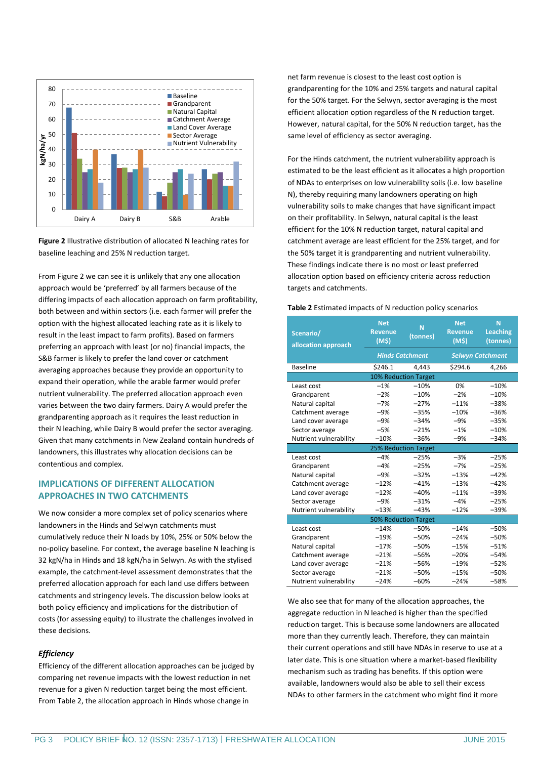**Figure 2** Illustrative distribution of allocated N leaching rates for baseline leaching and 25% N reduction target.

From Figure 2 we can see it is unlikely that any one allocation approach would be 'preferred' by all farmers because of the differing impacts of each allocation approach on farm profitability, both between and within sectors (i.e. each farmer will prefer the option with the highest allocated leaching rate as it is likely to result in the least impact to farm profits). Based on farmers preferring an approach with least (or no) financial impacts, the S&B farmer is likely to prefer the land cover or catchment averaging approaches because they provide an opportunity to expand their operation, while the arable farmer would prefer nutrient vulnerability. The preferred allocation approach even varies between the two dairy farmers. Dairy A would prefer the grandparenting approach as it requires the least reduction in their N leaching, while Dairy B would prefer the sector averaging. Given that many catchments in New Zealand contain hundreds of landowners, this illustrates why allocation decisions can be contentious and complex.

## IMPLICATIONS OF DIFFERENT ALLOCATION APPROACHES IN TWO CATCHMENTS

We now consider a more complex set of policy scenarios where landowners in the Hinds and Selwyn catchments must cumulatively reduce their N loads by 10%, 25% or 50% below the no-policy baseline. For context, the average baseline N leaching is 32 kgN/ha in Hinds and 18 kgN/ha in Selwyn. As with the stylised example, the catchment-level assessment demonstrates that the preferred allocation approach for each land use differs between catchments and stringency levels. The discussion below looks at both policy efficiency and implications for the distribution of costs (for assessing equity) to illustrate the challenges involved in these decisions.

### *Efficiency*

Efficiency of the different allocation approaches can be judged by comparing net revenue impacts with the lowest reduction in net revenue for a given N reduction target being the most efficient. From Table 2, the allocation approach in Hinds whose change in net farm revenue is closest to the least cost option is grandparenting for the 10% and 25% targets and natural capital for the 50% target. For the Selwyn, sector averaging is the most efficient allocation option regardless of the N reduction target. However, natural capital, for the 50% N reduction target, has the same level of efficiency as sector averaging.

For the Hinds catchment, the nutrient vulnerability approach is estimated to be the least efficient as it allocates a high proportion of NDAs to enterprises on low vulnerability soils (i.e. low baseline N), thereby requiring many landowners operating on high vulnerability soils to make changes that have significant impact on their profitability. In Selwyn, natural capital is the least efficient for the 10% N reduction target, natural capital and catchment average are least efficient for the 25% target, and for the 50% target it is grandparenting and nutrient vulnerability. These findings indicate there is no most or least preferred allocation option based on efficiency criteria across reduction targets and catchments.

**Table 2** Estimated impacts of N reduction policy scenarios

| Scenario/ allocation approach | Net Revenue (M$) | N (tonnes) | Net Revenue (M$) | N Leaching (tonnes) |
|---|---|---|---|---|
| | *Hinds Catchment* | | *Selwyn Catchment* | |
| Baseline | $246.1 | 4,443 | $294.6 | 4,266 |
| **10% Reduction Target** | | | | |
| Least cost | −1% | −10% | 0% | −10% |
| Grandparent | −2% | −10% | −2% | −10% |
| Natural capital | −7% | −27% | −11% | −38% |
| Catchment average | −9% | −35% | −10% | −36% |
| Land cover average | −9% | −34% | −9% | −35% |
| Sector average | −5% | −21% | −1% | −10% |
| Nutrient vulnerability | −10% | −36% | −9% | −34% |
| **25% Reduction Target** | | | | |
| Least cost | −4% | −25% | −3% | −25% |
| Grandparent | −4% | −25% | −7% | −25% |
| Natural capital | −9% | −32% | −13% | −42% |
| Catchment average | −12% | −41% | −13% | −42% |
| Land cover average | −12% | −40% | −11% | −39% |
| Sector average | −9% | −31% | −4% | −25% |
| Nutrient vulnerability | −13% | −43% | −12% | −39% |
| **50% Reduction Target** | | | | |
| Least cost | −14% | −50% | −14% | −50% |
| Grandparent | −19% | −50% | −24% | −50% |
| Natural capital | −17% | −50% | −15% | −51% |
| Catchment average | −21% | −56% | −20% | −54% |
| Land cover average | −21% | −56% | −19% | −52% |
| Sector average | −21% | −50% | −15% | −50% |
| Nutrient vulnerability | −24% | −60% | −24% | −58% |

We also see that for many of the allocation approaches, the aggregate reduction in N leached is higher than the specified reduction target. This is because some landowners are allocated more than they currently leach. Therefore, they can maintain their current operations and still have NDAs in reserve to use at a later date. This is one situation where a market-based flexibility mechanism such as trading has benefits. If this option were available, landowners would also be able to sell their excess NDAs to other farmers in the catchment who might find it more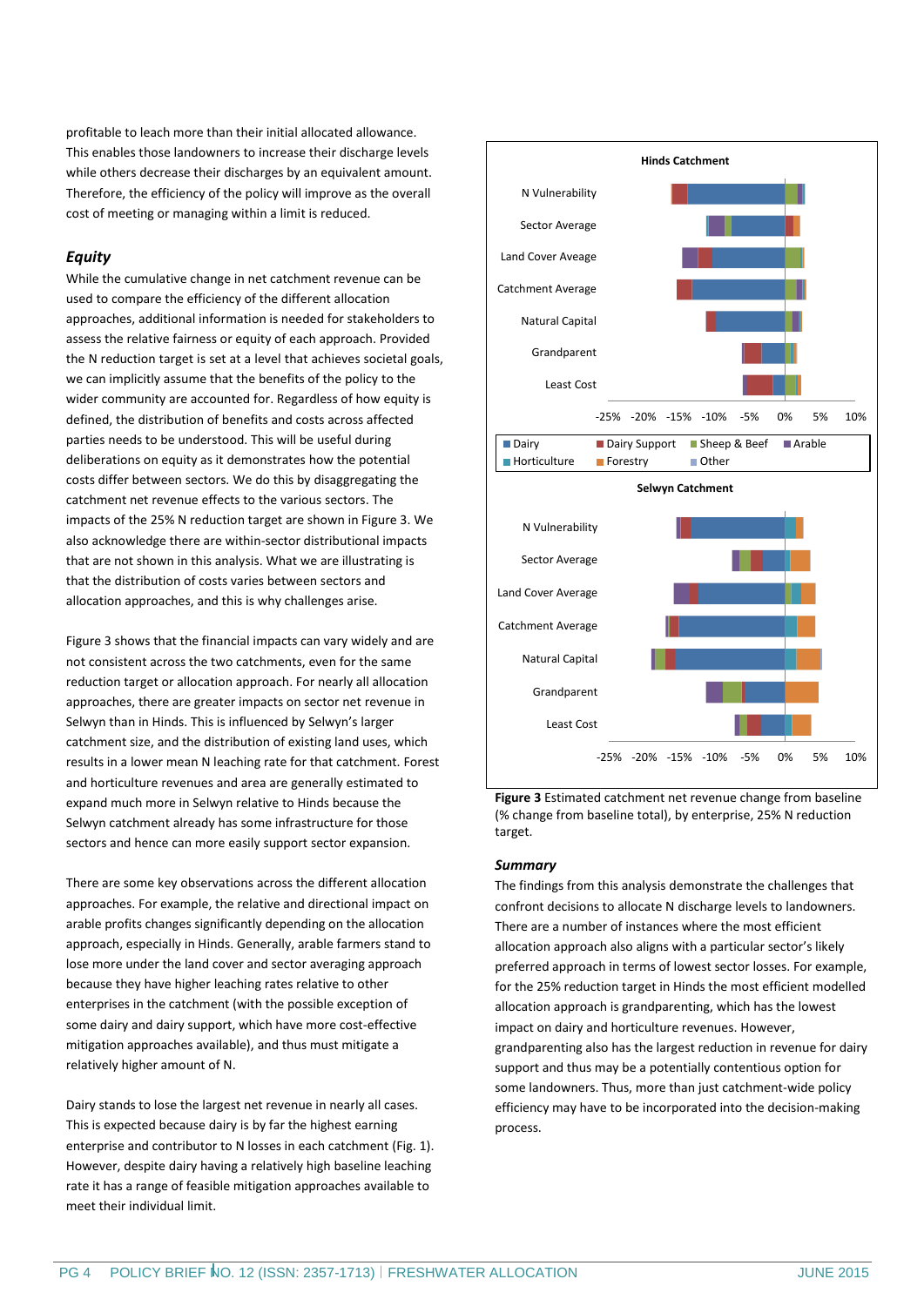profitable to leach more than their initial allocated allowance. This enables those landowners to increase their discharge levels while others decrease their discharges by an equivalent amount. Therefore, the efficiency of the policy will improve as the overall cost of meeting or managing within a limit is reduced.

### *Equity*

While the cumulative change in net catchment revenue can be used to compare the efficiency of the different allocation approaches, additional information is needed for stakeholders to assess the relative fairness or equity of each approach. Provided the N reduction target is set at a level that achieves societal goals, we can implicitly assume that the benefits of the policy to the wider community are accounted for. Regardless of how equity is defined, the distribution of benefits and costs across affected parties needs to be understood. This will be useful during deliberations on equity as it demonstrates how the potential costs differ between sectors. We do this by disaggregating the catchment net revenue effects to the various sectors. The impacts of the 25% N reduction target are shown in Figure 3. We also acknowledge there are within-sector distributional impacts that are not shown in this analysis. What we are illustrating is that the distribution of costs varies between sectors and allocation approaches, and this is why challenges arise.

Figure 3 shows that the financial impacts can vary widely and are not consistent across the two catchments, even for the same reduction target or allocation approach. For nearly all allocation approaches, there are greater impacts on sector net revenue in Selwyn than in Hinds. This is influenced by Selwyn's larger catchment size, and the distribution of existing land uses, which results in a lower mean N leaching rate for that catchment. Forest and horticulture revenues and area are generally estimated to expand much more in Selwyn relative to Hinds because the Selwyn catchment already has some infrastructure for those sectors and hence can more easily support sector expansion.

There are some key observations across the different allocation approaches. For example, the relative and directional impact on arable profits changes significantly depending on the allocation approach, especially in Hinds. Generally, arable farmers stand to lose more under the land cover and sector averaging approach because they have higher leaching rates relative to other enterprises in the catchment (with the possible exception of some dairy and dairy support, which have more cost-effective mitigation approaches available), and thus must mitigate a relatively higher amount of N.

Dairy stands to lose the largest net revenue in nearly all cases. This is expected because dairy is by far the highest earning enterprise and contributor to N losses in each catchment (Fig. 1). However, despite dairy having a relatively high baseline leaching rate it has a range of feasible mitigation approaches available to meet their individual limit.

**Figure 3** Estimated catchment net revenue change from baseline (% change from baseline total), by enterprise, 25% N reduction target.

### *Summary*

The findings from this analysis demonstrate the challenges that confront decisions to allocate N discharge levels to landowners. There are a number of instances where the most efficient allocation approach also aligns with a particular sector's likely preferred approach in terms of lowest sector losses. For example, for the 25% reduction target in Hinds the most efficient modelled allocation approach is grandparenting, which has the lowest impact on dairy and horticulture revenues. However, grandparenting also has the largest reduction in revenue for dairy support and thus may be a potentially contentious option for some landowners. Thus, more than just catchment-wide policy efficiency may have to be incorporated into the decision-making process.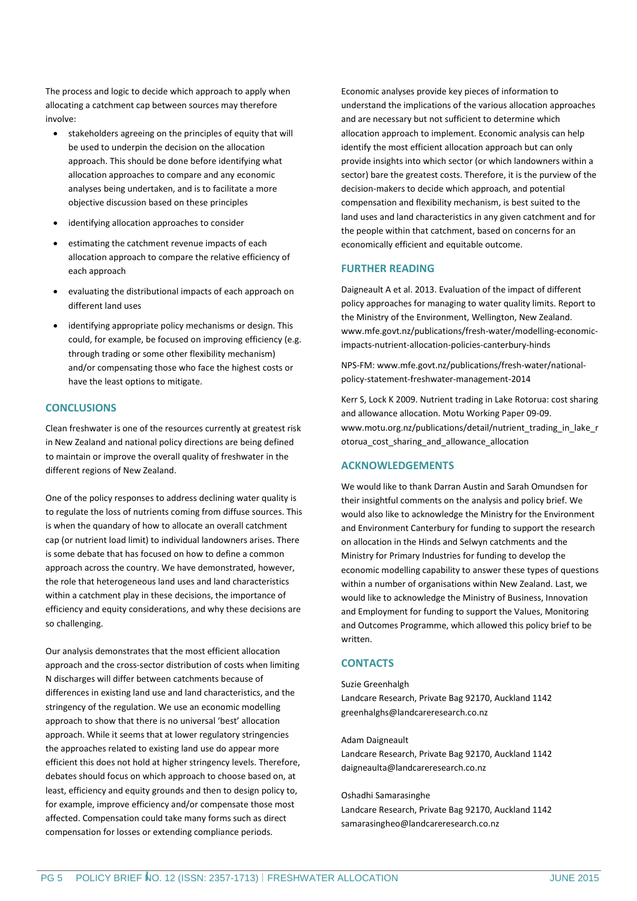The process and logic to decide which approach to apply when allocating a catchment cap between sources may therefore involve:

- stakeholders agreeing on the principles of equity that will be used to underpin the decision on the allocation approach. This should be done before identifying what allocation approaches to compare and any economic analyses being undertaken, and is to facilitate a more objective discussion based on these principles
- identifying allocation approaches to consider
- estimating the catchment revenue impacts of each allocation approach to compare the relative efficiency of each approach
- evaluating the distributional impacts of each approach on different land uses
- identifying appropriate policy mechanisms or design. This could, for example, be focused on improving efficiency (e.g. through trading or some other flexibility mechanism) and/or compensating those who face the highest costs or have the least options to mitigate.

## CONCLUSIONS

Clean freshwater is one of the resources currently at greatest risk in New Zealand and national policy directions are being defined to maintain or improve the overall quality of freshwater in the different regions of New Zealand.

One of the policy responses to address declining water quality is to regulate the loss of nutrients coming from diffuse sources. This is when the quandary of how to allocate an overall catchment cap (or nutrient load limit) to individual landowners arises. There is some debate that has focused on how to define a common approach across the country. We have demonstrated, however, the role that heterogeneous land uses and land characteristics within a catchment play in these decisions, the importance of efficiency and equity considerations, and why these decisions are so challenging.

Our analysis demonstrates that the most efficient allocation approach and the cross-sector distribution of costs when limiting N discharges will differ between catchments because of differences in existing land use and land characteristics, and the stringency of the regulation. We use an economic modelling approach to show that there is no universal 'best' allocation approach. While it seems that at lower regulatory stringencies the approaches related to existing land use do appear more efficient this does not hold at higher stringency levels. Therefore, debates should focus on which approach to choose based on, at least, efficiency and equity grounds and then to design policy to, for example, improve efficiency and/or compensate those most affected. Compensation could take many forms such as direct compensation for losses or extending compliance periods.

Economic analyses provide key pieces of information to understand the implications of the various allocation approaches and are necessary but not sufficient to determine which allocation approach to implement. Economic analysis can help identify the most efficient allocation approach but can only provide insights into which sector (or which landowners within a sector) bare the greatest costs. Therefore, it is the purview of the decision-makers to decide which approach, and potential compensation and flexibility mechanism, is best suited to the land uses and land characteristics in any given catchment and for the people within that catchment, based on concerns for an economically efficient and equitable outcome.

## FURTHER READING

Daigneault A et al. 2013. Evaluation of the impact of different policy approaches for managing to water quality limits. Report to the Ministry of the Environment, Wellington, New Zealand. www.mfe.govt.nz/publications/fresh-water/modelling-economic-impacts-nutrient-allocation-policies-canterbury-hinds

NPS-FM: www.mfe.govt.nz/publications/fresh-water/national-policy-statement-freshwater-management-2014

Kerr S, Lock K 2009. Nutrient trading in Lake Rotorua: cost sharing and allowance allocation. Motu Working Paper 09-09. www.motu.org.nz/publications/detail/nutrient_trading_in_lake_rotorua_cost_sharing_and_allowance_allocation

## ACKNOWLEDGEMENTS

We would like to thank Darran Austin and Sarah Omundsen for their insightful comments on the analysis and policy brief. We would also like to acknowledge the Ministry for the Environment and Environment Canterbury for funding to support the research on allocation in the Hinds and Selwyn catchments and the Ministry for Primary Industries for funding to develop the economic modelling capability to answer these types of questions within a number of organisations within New Zealand. Last, we would like to acknowledge the Ministry of Business, Innovation and Employment for funding to support the Values, Monitoring and Outcomes Programme, which allowed this policy brief to be written.

## CONTACTS

Suzie Greenhalgh
Landcare Research, Private Bag 92170, Auckland 1142
greenhalghs@landcareresearch.co.nz

Adam Daigneault
Landcare Research, Private Bag 92170, Auckland 1142
daigneaulta@landcareresearch.co.nz

Oshadhi Samarasinghe
Landcare Research, Private Bag 92170, Auckland 1142
samarasingheo@landcareresearch.co.nz